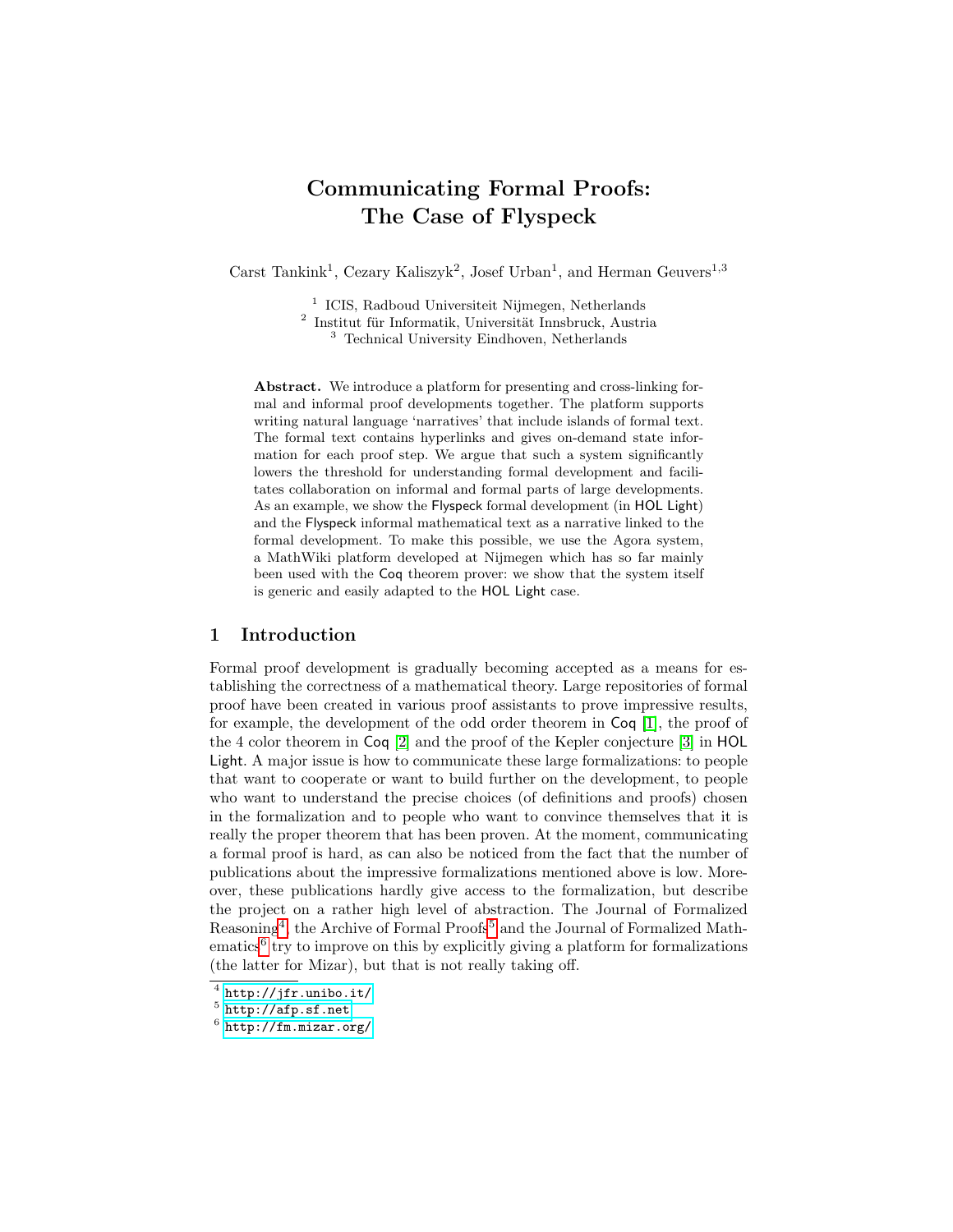# Communicating Formal Proofs: The Case of Flyspeck

Carst Tankink[1], Cezary Kaliszyk[2], Josef Urban[1], and Herman Geuvers[1,3]

[1] ICIS, Radboud Universiteit Nijmegen, Netherlands
[2] Institut für Informatik, Universität Innsbruck, Austria
[3] Technical University Eindhoven, Netherlands

**Abstract.** We introduce a platform for presenting and cross-linking formal and informal proof developments together. The platform supports writing natural language 'narratives' that include islands of formal text. The formal text contains hyperlinks and gives on-demand state information for each proof step. We argue that such a system significantly lowers the threshold for understanding formal development and facilitates collaboration on informal and formal parts of large developments. As an example, we show the Flyspeck formal development (in HOL Light) and the Flyspeck informal mathematical text as a narrative linked to the formal development. To make this possible, we use the Agora system, a MathWiki platform developed at Nijmegen which has so far mainly been used with the Coq theorem prover: we show that the system itself is generic and easily adapted to the HOL Light case.

## 1 Introduction

Formal proof development is gradually becoming accepted as a means for establishing the correctness of a mathematical theory. Large repositories of formal proof have been created in various proof assistants to prove impressive results, for example, the development of the odd order theorem in Coq [1], the proof of the 4 color theorem in Coq [2] and the proof of the Kepler conjecture [3] in HOL Light. A major issue is how to communicate these large formalizations: to people that want to cooperate or want to build further on the development, to people who want to understand the precise choices (of definitions and proofs) chosen in the formalization and to people who want to convince themselves that it is really the proper theorem that has been proven. At the moment, communicating a formal proof is hard, as can also be noticed from the fact that the number of publications about the impressive formalizations mentioned above is low. Moreover, these publications hardly give access to the formalization, but describe the project on a rather high level of abstraction. The Journal of Formalized Reasoning[4], the Archive of Formal Proofs[5] and the Journal of Formalized Mathematics[6] try to improve on this by explicitly giving a platform for formalizations (the latter for Mizar), but that is not really taking off.

[4] http://jfr.unibo.it/
[5] http://afp.sf.net
[6] http://fm.mizar.org/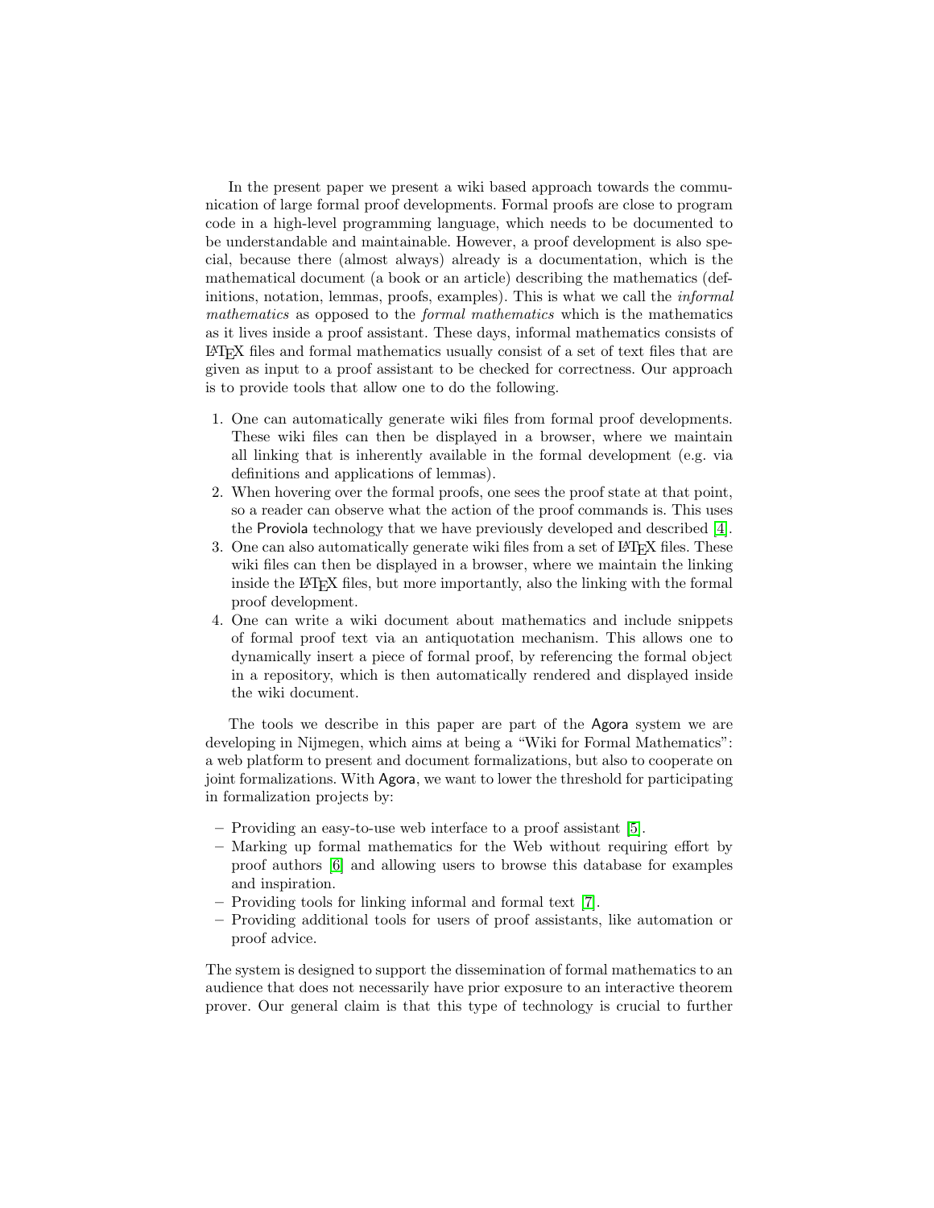In the present paper we present a wiki based approach towards the communication of large formal proof developments. Formal proofs are close to program code in a high-level programming language, which needs to be documented to be understandable and maintainable. However, a proof development is also special, because there (almost always) already is a documentation, which is the mathematical document (a book or an article) describing the mathematics (definitions, notation, lemmas, proofs, examples). This is what we call the *informal mathematics* as opposed to the *formal mathematics* which is the mathematics as it lives inside a proof assistant. These days, informal mathematics consists of LaTeX files and formal mathematics usually consist of a set of text files that are given as input to a proof assistant to be checked for correctness. Our approach is to provide tools that allow one to do the following.

1. One can automatically generate wiki files from formal proof developments. These wiki files can then be displayed in a browser, where we maintain all linking that is inherently available in the formal development (e.g. via definitions and applications of lemmas).
2. When hovering over the formal proofs, one sees the proof state at that point, so a reader can observe what the action of the proof commands is. This uses the Proviola technology that we have previously developed and described [4].
3. One can also automatically generate wiki files from a set of LaTeX files. These wiki files can then be displayed in a browser, where we maintain the linking inside the LaTeX files, but more importantly, also the linking with the formal proof development.
4. One can write a wiki document about mathematics and include snippets of formal proof text via an antiquotation mechanism. This allows one to dynamically insert a piece of formal proof, by referencing the formal object in a repository, which is then automatically rendered and displayed inside the wiki document.

The tools we describe in this paper are part of the Agora system we are developing in Nijmegen, which aims at being a "Wiki for Formal Mathematics": a web platform to present and document formalizations, but also to cooperate on joint formalizations. With Agora, we want to lower the threshold for participating in formalization projects by:

- Providing an easy-to-use web interface to a proof assistant [5].
- Marking up formal mathematics for the Web without requiring effort by proof authors [6] and allowing users to browse this database for examples and inspiration.
- Providing tools for linking informal and formal text [7].
- Providing additional tools for users of proof assistants, like automation or proof advice.

The system is designed to support the dissemination of formal mathematics to an audience that does not necessarily have prior exposure to an interactive theorem prover. Our general claim is that this type of technology is crucial to further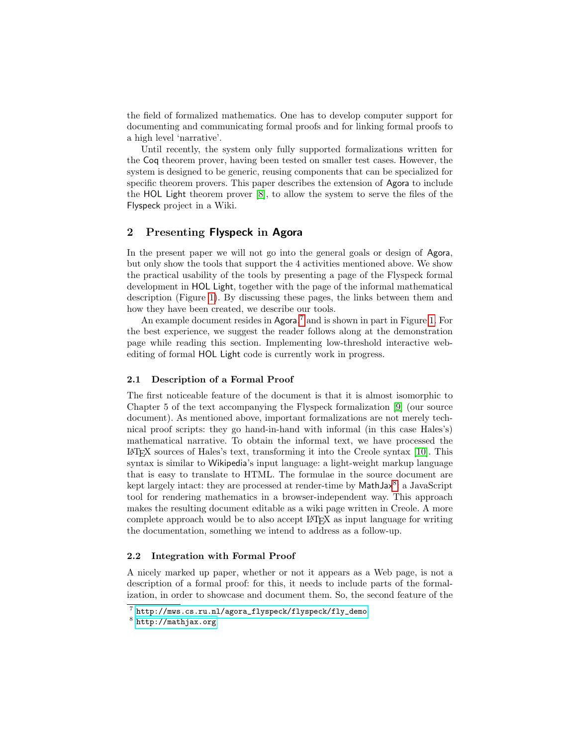the field of formalized mathematics. One has to develop computer support for documenting and communicating formal proofs and for linking formal proofs to a high level 'narrative'.

Until recently, the system only fully supported formalizations written for the Coq theorem prover, having been tested on smaller test cases. However, the system is designed to be generic, reusing components that can be specialized for specific theorem provers. This paper describes the extension of Agora to include the HOL Light theorem prover [8], to allow the system to serve the files of the Flyspeck project in a Wiki.

## 2 Presenting Flyspeck in Agora

In the present paper we will not go into the general goals or design of Agora, but only show the tools that support the 4 activities mentioned above. We show the practical usability of the tools by presenting a page of the Flyspeck formal development in HOL Light, together with the page of the informal mathematical description (Figure 1). By discussing these pages, the links between them and how they have been created, we describe our tools.

An example document resides in Agora[7] and is shown in part in Figure 1. For the best experience, we suggest the reader follows along at the demonstration page while reading this section. Implementing low-threshold interactive web-editing of formal HOL Light code is currently work in progress.

### 2.1 Description of a Formal Proof

The first noticeable feature of the document is that it is almost isomorphic to Chapter 5 of the text accompanying the Flyspeck formalization [9] (our source document). As mentioned above, important formalizations are not merely technical proof scripts: they go hand-in-hand with informal (in this case Hales's) mathematical narrative. To obtain the informal text, we have processed the LaTeX sources of Hales's text, transforming it into the Creole syntax [10]. This syntax is similar to Wikipedia's input language: a light-weight markup language that is easy to translate to HTML. The formulae in the source document are kept largely intact: they are processed at render-time by MathJax[8], a JavaScript tool for rendering mathematics in a browser-independent way. This approach makes the resulting document editable as a wiki page written in Creole. A more complete approach would be to also accept LaTeX as input language for writing the documentation, something we intend to address as a follow-up.

### 2.2 Integration with Formal Proof

A nicely marked up paper, whether or not it appears as a Web page, is not a description of a formal proof: for this, it needs to include parts of the formalization, in order to showcase and document them. So, the second feature of the

[7] http://mws.cs.ru.nl/agora_flyspeck/flyspeck/fly_demo

[8] http://mathjax.org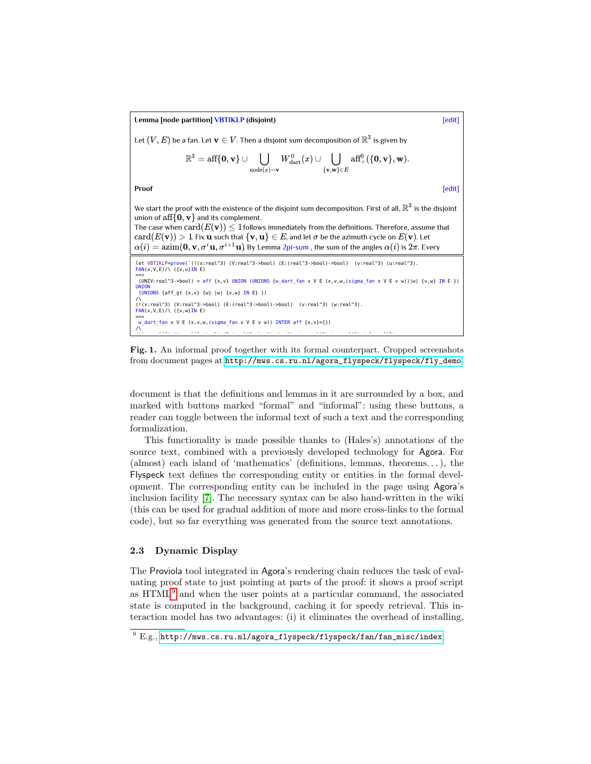**Lemma [node partition] VBTIKLP (disjoint)** [edit]

Let $(V, E)$ be a fan. Let $\mathbf{v} \in V$. Then a disjoint sum decomposition of $\mathbb{R}^3$ is given by

$$\mathbb{R}^3 = \text{aff}\{\mathbf{0}, \mathbf{v}\} \cup \bigcup_{\text{node}(x)=\mathbf{v}} W^0_{\text{dart}}(x) \cup \bigcup_{\{\mathbf{v},\mathbf{w}\}\in E} \text{aff}^0_+(\{\mathbf{0}, \mathbf{v}\}, \mathbf{w}).$$

**Proof** [edit]

We start the proof with the existence of the disjoint sum decomposition. First of all, $\mathbb{R}^3$ is the disjoint union of $\text{aff}\{\mathbf{0}, \mathbf{v}\}$ and its complement.
The case when $\text{card}(E(\mathbf{v})) \leq 1$ follows immediately from the definitions. Therefore, assume that $\text{card}(E(\mathbf{v})) > 1$. Fix $\mathbf{u}$ such that $\{\mathbf{v}, \mathbf{u}\} \in E$, and let $\sigma$ be the azimuth cycle on $E(\mathbf{v})$. Let $\alpha(i) = \text{azim}(\mathbf{0}, \mathbf{v}, \sigma^i\mathbf{u}, \sigma^{i+1}\mathbf{u})$. By Lemma 2pi-sum , the sum of the angles $\alpha(i)$ is $2\pi$. Every

```
let VBTIKLP=prove(`(!(x:real^3) (V:real^3->bool) (E:(real^3->bool)->bool)  (v:real^3) (u:real^3).
FAN(x,V,E)/\ ({v,u}IN E)
==>
 (UNIV:real^3->bool) = aff {x,v} UNION (UNIONS {w_dart_fan x V E (x,v,w,(sigma_fan x V E v w))|w| {v,w} IN E })
UNION
 (UNIONS {aff_gt {x,v} {w} |w| {v,w} IN E} ))
/\
(!(x:real^3) (V:real^3->bool) (E:(real^3->bool)->bool)  (v:real^3) (w:real^3).
FAN(x,V,E)/\ ({v,w}IN E)
==>
 w_dart_fan x V E (x,v,w,(sigma_fan x V E v w)) INTER aff {x,v}={})
/\
```

**Fig. 1.** An informal proof together with its formal counterpart. Cropped screenshots from document pages at http://mws.cs.ru.nl/agora_flyspeck/flyspeck/fly_demo

document is that the definitions and lemmas in it are surrounded by a box, and marked with buttons marked "formal" and "informal": using these buttons, a reader can toggle between the informal text of such a text and the corresponding formalization.

This functionality is made possible thanks to (Hales's) annotations of the source text, combined with a previously developed technology for Agora. For (almost) each island of 'mathematics' (definitions, lemmas, theorems...), the Flyspeck text defines the corresponding entity or entities in the formal development. The corresponding entity can be included in the page using Agora's inclusion facility [7]. The necessary syntax can be also hand-written in the wiki (this can be used for gradual addition of more and more cross-links to the formal code), but so far everything was generated from the source text annotations.

### 2.3 Dynamic Display

The Proviola tool integrated in Agora's rendering chain reduces the task of evaluating proof state to just pointing at parts of the proof: it shows a proof script as HTML[9] and when the user points at a particular command, the associated state is computed in the background, caching it for speedy retrieval. This interaction model has two advantages: (i) it eliminates the overhead of installing,

[9] E.g., http://mws.cs.ru.nl/agora_flyspeck/flyspeck/fan/fan_misc/index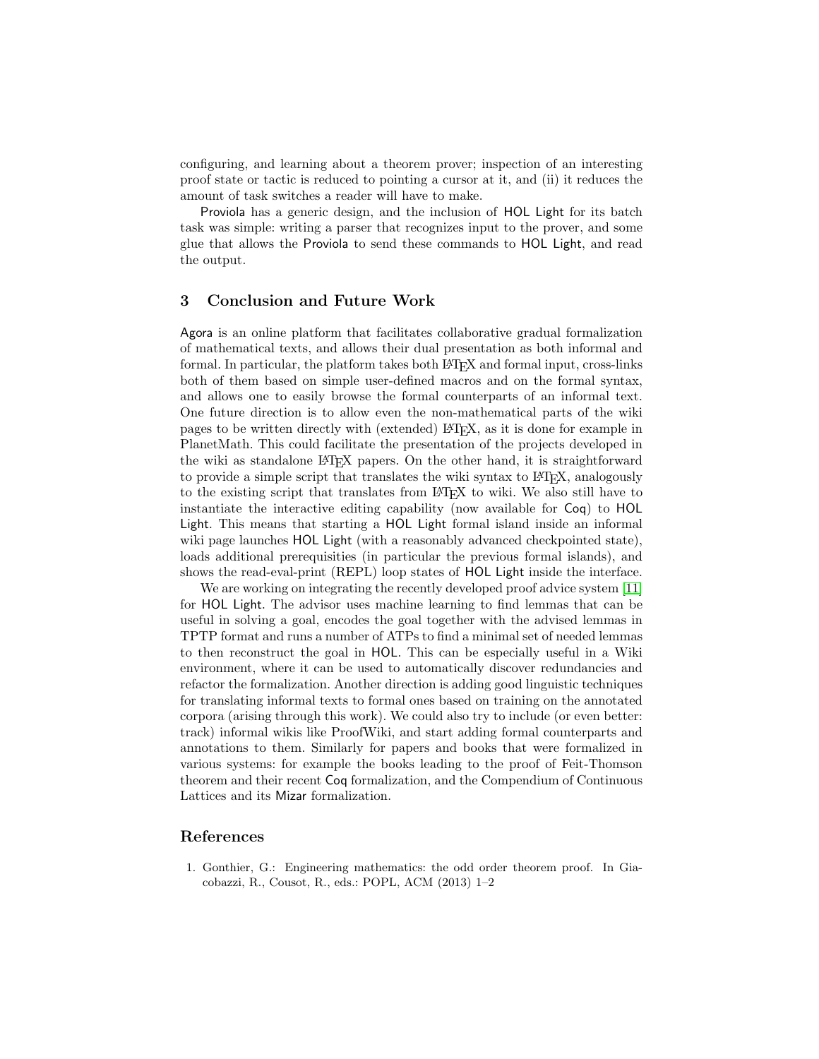configuring, and learning about a theorem prover; inspection of an interesting proof state or tactic is reduced to pointing a cursor at it, and (ii) it reduces the amount of task switches a reader will have to make.

Proviola has a generic design, and the inclusion of HOL Light for its batch task was simple: writing a parser that recognizes input to the prover, and some glue that allows the Proviola to send these commands to HOL Light, and read the output.

## 3 Conclusion and Future Work

Agora is an online platform that facilitates collaborative gradual formalization of mathematical texts, and allows their dual presentation as both informal and formal. In particular, the platform takes both LaTeX and formal input, cross-links both of them based on simple user-defined macros and on the formal syntax, and allows one to easily browse the formal counterparts of an informal text. One future direction is to allow even the non-mathematical parts of the wiki pages to be written directly with (extended) LaTeX, as it is done for example in PlanetMath. This could facilitate the presentation of the projects developed in the wiki as standalone LaTeX papers. On the other hand, it is straightforward to provide a simple script that translates the wiki syntax to LaTeX, analogously to the existing script that translates from LaTeX to wiki. We also still have to instantiate the interactive editing capability (now available for Coq) to HOL Light. This means that starting a HOL Light formal island inside an informal wiki page launches HOL Light (with a reasonably advanced checkpointed state), loads additional prerequisities (in particular the previous formal islands), and shows the read-eval-print (REPL) loop states of HOL Light inside the interface.

We are working on integrating the recently developed proof advice system [11] for HOL Light. The advisor uses machine learning to find lemmas that can be useful in solving a goal, encodes the goal together with the advised lemmas in TPTP format and runs a number of ATPs to find a minimal set of needed lemmas to then reconstruct the goal in HOL. This can be especially useful in a Wiki environment, where it can be used to automatically discover redundancies and refactor the formalization. Another direction is adding good linguistic techniques for translating informal texts to formal ones based on training on the annotated corpora (arising through this work). We could also try to include (or even better: track) informal wikis like ProofWiki, and start adding formal counterparts and annotations to them. Similarly for papers and books that were formalized in various systems: for example the books leading to the proof of Feit-Thomson theorem and their recent Coq formalization, and the Compendium of Continuous Lattices and its Mizar formalization.

## References

1. Gonthier, G.: Engineering mathematics: the odd order theorem proof. In Giacobazzi, R., Cousot, R., eds.: POPL, ACM (2013) 1–2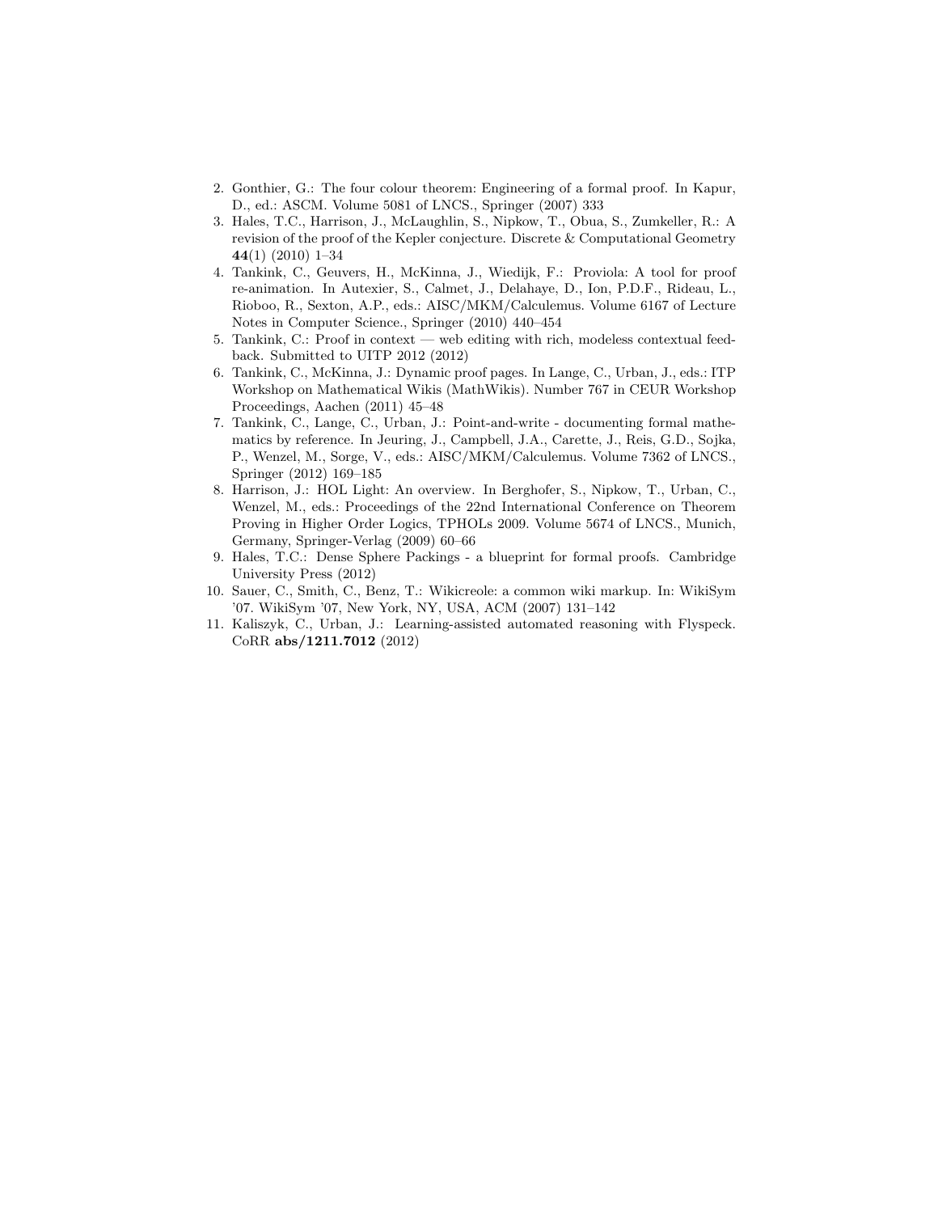2. Gonthier, G.: The four colour theorem: Engineering of a formal proof. In Kapur, D., ed.: ASCM. Volume 5081 of LNCS., Springer (2007) 333
3. Hales, T.C., Harrison, J., McLaughlin, S., Nipkow, T., Obua, S., Zumkeller, R.: A revision of the proof of the Kepler conjecture. Discrete & Computational Geometry **44**(1) (2010) 1–34
4. Tankink, C., Geuvers, H., McKinna, J., Wiedijk, F.: Proviola: A tool for proof re-animation. In Autexier, S., Calmet, J., Delahaye, D., Ion, P.D.F., Rideau, L., Rioboo, R., Sexton, A.P., eds.: AISC/MKM/Calculemus. Volume 6167 of Lecture Notes in Computer Science., Springer (2010) 440–454
5. Tankink, C.: Proof in context — web editing with rich, modeless contextual feedback. Submitted to UITP 2012 (2012)
6. Tankink, C., McKinna, J.: Dynamic proof pages. In Lange, C., Urban, J., eds.: ITP Workshop on Mathematical Wikis (MathWikis). Number 767 in CEUR Workshop Proceedings, Aachen (2011) 45–48
7. Tankink, C., Lange, C., Urban, J.: Point-and-write - documenting formal mathematics by reference. In Jeuring, J., Campbell, J.A., Carette, J., Reis, G.D., Sojka, P., Wenzel, M., Sorge, V., eds.: AISC/MKM/Calculemus. Volume 7362 of LNCS., Springer (2012) 169–185
8. Harrison, J.: HOL Light: An overview. In Berghofer, S., Nipkow, T., Urban, C., Wenzel, M., eds.: Proceedings of the 22nd International Conference on Theorem Proving in Higher Order Logics, TPHOLs 2009. Volume 5674 of LNCS., Munich, Germany, Springer-Verlag (2009) 60–66
9. Hales, T.C.: Dense Sphere Packings - a blueprint for formal proofs. Cambridge University Press (2012)
10. Sauer, C., Smith, C., Benz, T.: Wikicreole: a common wiki markup. In: WikiSym '07. WikiSym '07, New York, NY, USA, ACM (2007) 131–142
11. Kaliszyk, C., Urban, J.: Learning-assisted automated reasoning with Flyspeck. CoRR **abs/1211.7012** (2012)